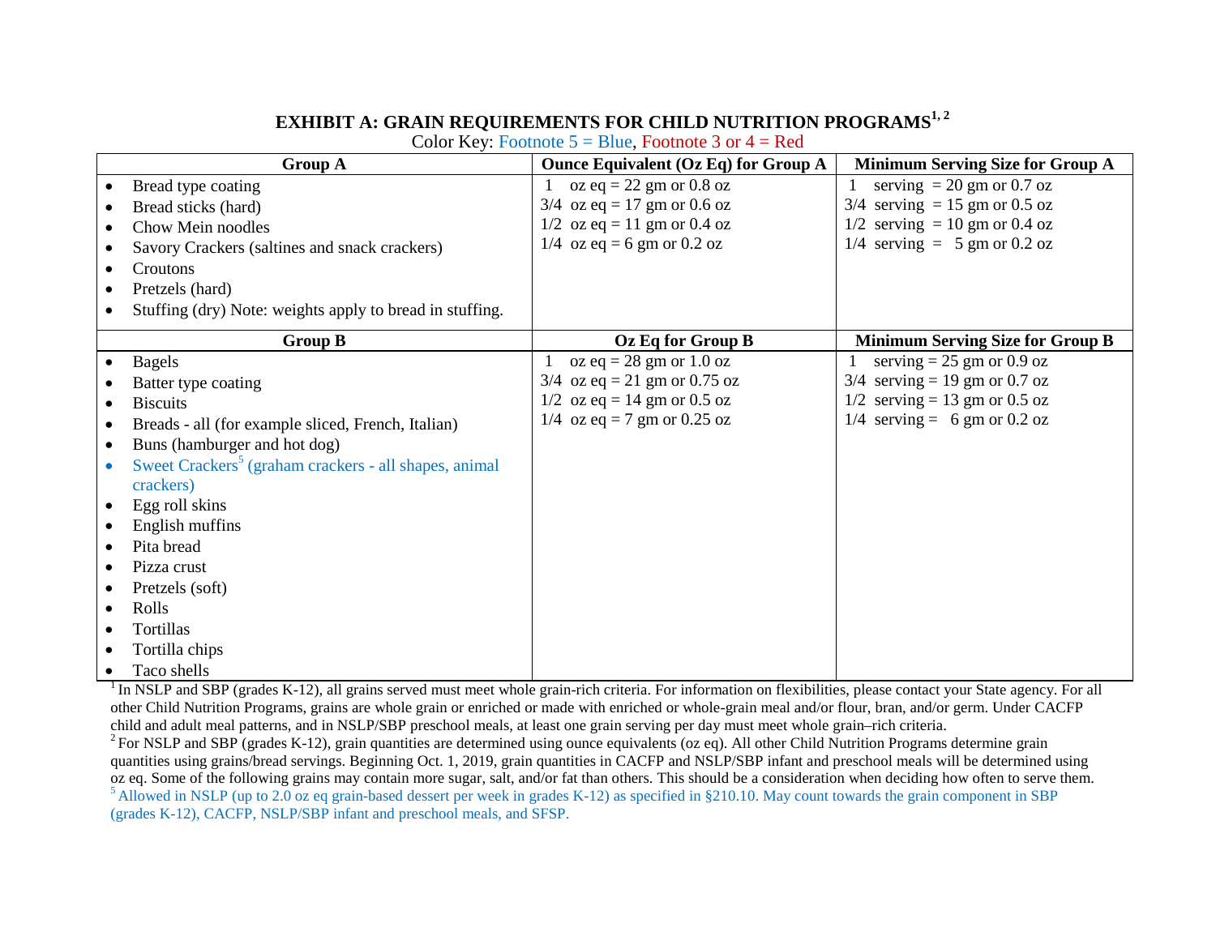## EXHIBIT A: GRAIN REQUIREMENTS FOR CHILD NUTRITION PROGRAMS[1, 2]

Color Key: Footnote 5 = Blue, Footnote 3 or 4 = Red

| Group A | Ounce Equivalent (Oz Eq) for Group A | Minimum Serving Size for Group A |
|---|---|---|
| • Bread type coating<br>• Bread sticks (hard)<br>• Chow Mein noodles<br>• Savory Crackers (saltines and snack crackers)<br>• Croutons<br>• Pretzels (hard)<br>• Stuffing (dry) Note: weights apply to bread in stuffing. | 1 oz eq = 22 gm or 0.8 oz<br>3/4 oz eq = 17 gm or 0.6 oz<br>1/2 oz eq = 11 gm or 0.4 oz<br>1/4 oz eq = 6 gm or 0.2 oz | 1 serving = 20 gm or 0.7 oz<br>3/4 serving = 15 gm or 0.5 oz<br>1/2 serving = 10 gm or 0.4 oz<br>1/4 serving = 5 gm or 0.2 oz |
| **Group B** | **Oz Eq for Group B** | **Minimum Serving Size for Group B** |
| • Bagels<br>• Batter type coating<br>• Biscuits<br>• Breads - all (for example sliced, French, Italian)<br>• Buns (hamburger and hot dog)<br>• Sweet Crackers[5] (graham crackers - all shapes, animal crackers)<br>• Egg roll skins<br>• English muffins<br>• Pita bread<br>• Pizza crust<br>• Pretzels (soft)<br>• Rolls<br>• Tortillas<br>• Tortilla chips<br>• Taco shells | 1 oz eq = 28 gm or 1.0 oz<br>3/4 oz eq = 21 gm or 0.75 oz<br>1/2 oz eq = 14 gm or 0.5 oz<br>1/4 oz eq = 7 gm or 0.25 oz | 1 serving = 25 gm or 0.9 oz<br>3/4 serving = 19 gm or 0.7 oz<br>1/2 serving = 13 gm or 0.5 oz<br>1/4 serving = 6 gm or 0.2 oz |

[1] In NSLP and SBP (grades K-12), all grains served must meet whole grain-rich criteria. For information on flexibilities, please contact your State agency. For all other Child Nutrition Programs, grains are whole grain or enriched or made with enriched or whole-grain meal and/or flour, bran, and/or germ. Under CACFP child and adult meal patterns, and in NSLP/SBP preschool meals, at least one grain serving per day must meet whole grain–rich criteria.

[2] For NSLP and SBP (grades K-12), grain quantities are determined using ounce equivalents (oz eq). All other Child Nutrition Programs determine grain quantities using grains/bread servings. Beginning Oct. 1, 2019, grain quantities in CACFP and NSLP/SBP infant and preschool meals will be determined using oz eq. Some of the following grains may contain more sugar, salt, and/or fat than others. This should be a consideration when deciding how often to serve them.

[5] Allowed in NSLP (up to 2.0 oz eq grain-based dessert per week in grades K-12) as specified in §210.10. May count towards the grain component in SBP (grades K-12), CACFP, NSLP/SBP infant and preschool meals, and SFSP.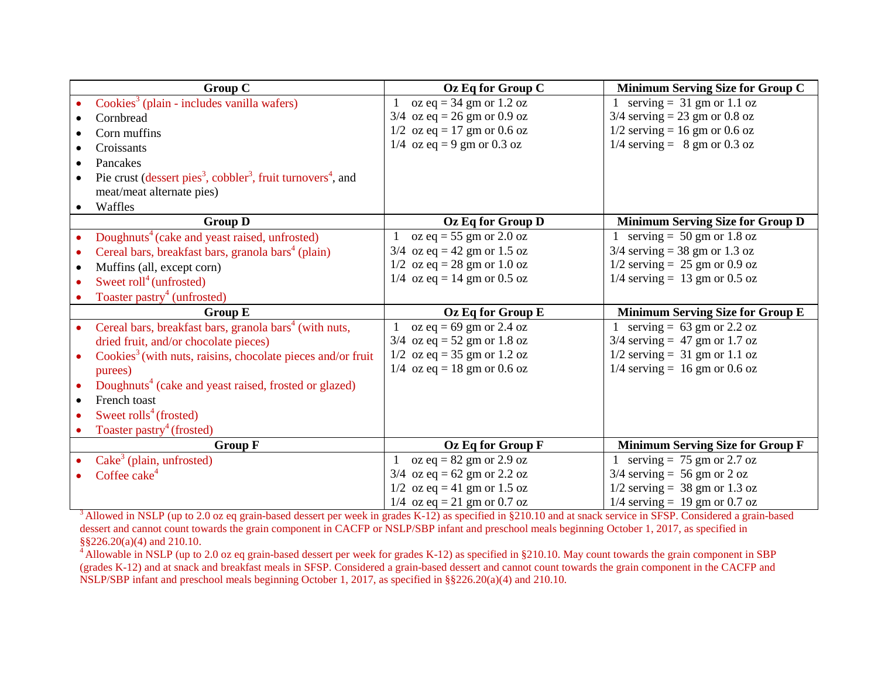| Group C | Oz Eq for Group C | Minimum Serving Size for Group C |
|---|---|---|
| • Cookies[3] (plain - includes vanilla wafers)<br>• Cornbread<br>• Corn muffins<br>• Croissants<br>• Pancakes<br>• Pie crust (dessert pies[3], cobbler[3], fruit turnovers[4], and meat/meat alternate pies)<br>• Waffles | 1 oz eq = 34 gm or 1.2 oz<br>3/4 oz eq = 26 gm or 0.9 oz<br>1/2 oz eq = 17 gm or 0.6 oz<br>1/4 oz eq = 9 gm or 0.3 oz | 1 serving = 31 gm or 1.1 oz<br>3/4 serving = 23 gm or 0.8 oz<br>1/2 serving = 16 gm or 0.6 oz<br>1/4 serving = 8 gm or 0.3 oz |
| **Group D** | **Oz Eq for Group D** | **Minimum Serving Size for Group D** |
| • Doughnuts[4] (cake and yeast raised, unfrosted)<br>• Cereal bars, breakfast bars, granola bars[4] (plain)<br>• Muffins (all, except corn)<br>• Sweet roll[4] (unfrosted)<br>• Toaster pastry[4] (unfrosted) | 1 oz eq = 55 gm or 2.0 oz<br>3/4 oz eq = 42 gm or 1.5 oz<br>1/2 oz eq = 28 gm or 1.0 oz<br>1/4 oz eq = 14 gm or 0.5 oz | 1 serving = 50 gm or 1.8 oz<br>3/4 serving = 38 gm or 1.3 oz<br>1/2 serving = 25 gm or 0.9 oz<br>1/4 serving = 13 gm or 0.5 oz |
| **Group E** | **Oz Eq for Group E** | **Minimum Serving Size for Group E** |
| • Cereal bars, breakfast bars, granola bars[4] (with nuts, dried fruit, and/or chocolate pieces)<br>• Cookies[3] (with nuts, raisins, chocolate pieces and/or fruit purees)<br>• Doughnuts[4] (cake and yeast raised, frosted or glazed)<br>• French toast<br>• Sweet rolls[4] (frosted)<br>• Toaster pastry[4] (frosted) | 1 oz eq = 69 gm or 2.4 oz<br>3/4 oz eq = 52 gm or 1.8 oz<br>1/2 oz eq = 35 gm or 1.2 oz<br>1/4 oz eq = 18 gm or 0.6 oz | 1 serving = 63 gm or 2.2 oz<br>3/4 serving = 47 gm or 1.7 oz<br>1/2 serving = 31 gm or 1.1 oz<br>1/4 serving = 16 gm or 0.6 oz |
| **Group F** | **Oz Eq for Group F** | **Minimum Serving Size for Group F** |
| • Cake[3] (plain, unfrosted)<br>• Coffee cake[4] | 1 oz eq = 82 gm or 2.9 oz<br>3/4 oz eq = 62 gm or 2.2 oz<br>1/2 oz eq = 41 gm or 1.5 oz<br>1/4 oz eq = 21 gm or 0.7 oz | 1 serving = 75 gm or 2.7 oz<br>3/4 serving = 56 gm or 2 oz<br>1/2 serving = 38 gm or 1.3 oz<br>1/4 serving = 19 gm or 0.7 oz |

[3] Allowed in NSLP (up to 2.0 oz eq grain-based dessert per week in grades K-12) as specified in §210.10 and at snack service in SFSP. Considered a grain-based dessert and cannot count towards the grain component in CACFP or NSLP/SBP infant and preschool meals beginning October 1, 2017, as specified in §§226.20(a)(4) and 210.10.

[4] Allowable in NSLP (up to 2.0 oz eq grain-based dessert per week for grades K-12) as specified in §210.10. May count towards the grain component in SBP (grades K-12) and at snack and breakfast meals in SFSP. Considered a grain-based dessert and cannot count towards the grain component in the CACFP and NSLP/SBP infant and preschool meals beginning October 1, 2017, as specified in §§226.20(a)(4) and 210.10.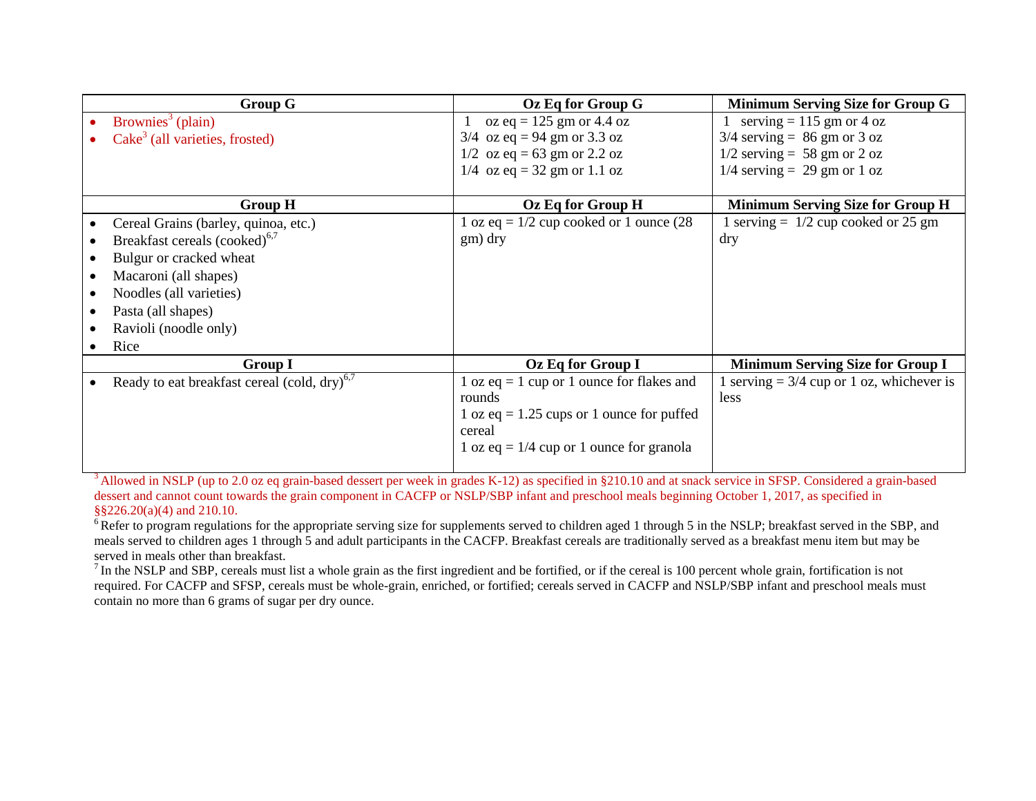| Group G | Oz Eq for Group G | Minimum Serving Size for Group G |
|---|---|---|
| • Brownies[3] (plain)<br>• Cake[3] (all varieties, frosted) | 1 oz eq = 125 gm or 4.4 oz<br>3/4 oz eq = 94 gm or 3.3 oz<br>1/2 oz eq = 63 gm or 2.2 oz<br>1/4 oz eq = 32 gm or 1.1 oz | 1 serving = 115 gm or 4 oz<br>3/4 serving = 86 gm or 3 oz<br>1/2 serving = 58 gm or 2 oz<br>1/4 serving = 29 gm or 1 oz |
| **Group H** | **Oz Eq for Group H** | **Minimum Serving Size for Group H** |
| • Cereal Grains (barley, quinoa, etc.)<br>• Breakfast cereals (cooked)[6,7]<br>• Bulgur or cracked wheat<br>• Macaroni (all shapes)<br>• Noodles (all varieties)<br>• Pasta (all shapes)<br>• Ravioli (noodle only)<br>• Rice | 1 oz eq = 1/2 cup cooked or 1 ounce (28 gm) dry | 1 serving = 1/2 cup cooked or 25 gm dry |
| **Group I** | **Oz Eq for Group I** | **Minimum Serving Size for Group I** |
| • Ready to eat breakfast cereal (cold, dry)[6,7] | 1 oz eq = 1 cup or 1 ounce for flakes and rounds<br>1 oz eq = 1.25 cups or 1 ounce for puffed cereal<br>1 oz eq = 1/4 cup or 1 ounce for granola | 1 serving = 3/4 cup or 1 oz, whichever is less |

[3] Allowed in NSLP (up to 2.0 oz eq grain-based dessert per week in grades K-12) as specified in §210.10 and at snack service in SFSP. Considered a grain-based dessert and cannot count towards the grain component in CACFP or NSLP/SBP infant and preschool meals beginning October 1, 2017, as specified in §§226.20(a)(4) and 210.10.

[6] Refer to program regulations for the appropriate serving size for supplements served to children aged 1 through 5 in the NSLP; breakfast served in the SBP, and meals served to children ages 1 through 5 and adult participants in the CACFP. Breakfast cereals are traditionally served as a breakfast menu item but may be served in meals other than breakfast.

[7] In the NSLP and SBP, cereals must list a whole grain as the first ingredient and be fortified, or if the cereal is 100 percent whole grain, fortification is not required. For CACFP and SFSP, cereals must be whole-grain, enriched, or fortified; cereals served in CACFP and NSLP/SBP infant and preschool meals must contain no more than 6 grams of sugar per dry ounce.